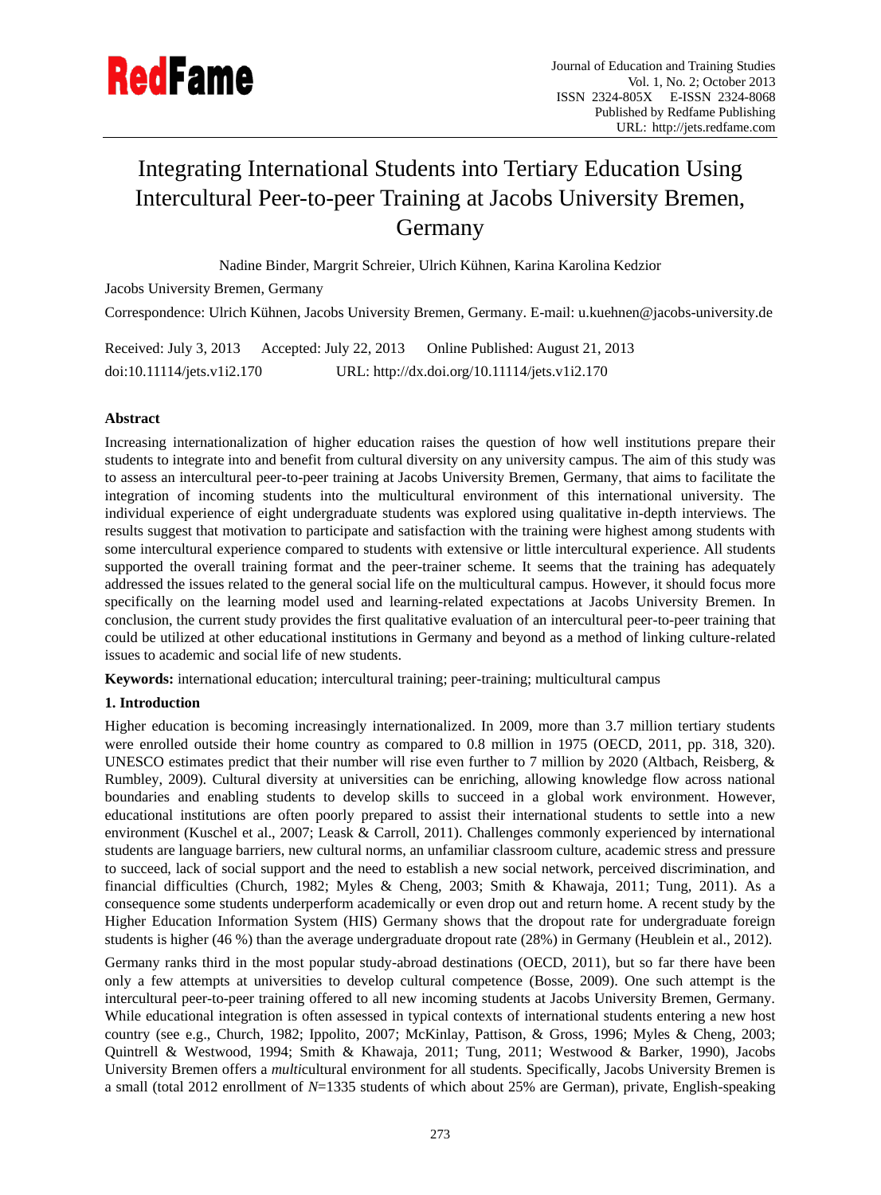# Integrating International Students into Tertiary Education Using Intercultural Peer-to-peer Training at Jacobs University Bremen, Germany

Nadine Binder, Margrit Schreier, Ulrich Kühnen, Karina Karolina Kedzior

Jacobs University Bremen, Germany

Correspondence: Ulrich Kühnen, Jacobs University Bremen, Germany. E-mail: u.kuehnen@jacobs-university.de

Received: July 3, 2013 Accepted: July 22, 2013 Online Published: August 21, 2013

doi:10.11114/jets.v1i2.170 URL: http://dx.doi.org/10.11114/jets.v1i2.170

## Abstract

Increasing internationalization of higher education raises the question of how well institutions prepare their students to integrate into and benefit from cultural diversity on any university campus. The aim of this study was to assess an intercultural peer-to-peer training at Jacobs University Bremen, Germany, that aims to facilitate the integration of incoming students into the multicultural environment of this international university. The individual experience of eight undergraduate students was explored using qualitative in-depth interviews. The results suggest that motivation to participate and satisfaction with the training were highest among students with some intercultural experience compared to students with extensive or little intercultural experience. All students supported the overall training format and the peer-trainer scheme. It seems that the training has adequately addressed the issues related to the general social life on the multicultural campus. However, it should focus more specifically on the learning model used and learning-related expectations at Jacobs University Bremen. In conclusion, the current study provides the first qualitative evaluation of an intercultural peer-to-peer training that could be utilized at other educational institutions in Germany and beyond as a method of linking culture-related issues to academic and social life of new students.

**Keywords:** international education; intercultural training; peer-training; multicultural campus

## 1. Introduction

Higher education is becoming increasingly internationalized. In 2009, more than 3.7 million tertiary students were enrolled outside their home country as compared to 0.8 million in 1975 (OECD, 2011, pp. 318, 320). UNESCO estimates predict that their number will rise even further to 7 million by 2020 (Altbach, Reisberg, & Rumbley, 2009). Cultural diversity at universities can be enriching, allowing knowledge flow across national boundaries and enabling students to develop skills to succeed in a global work environment. However, educational institutions are often poorly prepared to assist their international students to settle into a new environment (Kuschel et al., 2007; Leask & Carroll, 2011). Challenges commonly experienced by international students are language barriers, new cultural norms, an unfamiliar classroom culture, academic stress and pressure to succeed, lack of social support and the need to establish a new social network, perceived discrimination, and financial difficulties (Church, 1982; Myles & Cheng, 2003; Smith & Khawaja, 2011; Tung, 2011). As a consequence some students underperform academically or even drop out and return home. A recent study by the Higher Education Information System (HIS) Germany shows that the dropout rate for undergraduate foreign students is higher (46 %) than the average undergraduate dropout rate (28%) in Germany (Heublein et al., 2012).

Germany ranks third in the most popular study-abroad destinations (OECD, 2011), but so far there have been only a few attempts at universities to develop cultural competence (Bosse, 2009). One such attempt is the intercultural peer-to-peer training offered to all new incoming students at Jacobs University Bremen, Germany. While educational integration is often assessed in typical contexts of international students entering a new host country (see e.g., Church, 1982; Ippolito, 2007; McKinlay, Pattison, & Gross, 1996; Myles & Cheng, 2003; Quintrell & Westwood, 1994; Smith & Khawaja, 2011; Tung, 2011; Westwood & Barker, 1990), Jacobs University Bremen offers a *multi*cultural environment for all students. Specifically, Jacobs University Bremen is a small (total 2012 enrollment of *N*=1335 students of which about 25% are German), private, English-speaking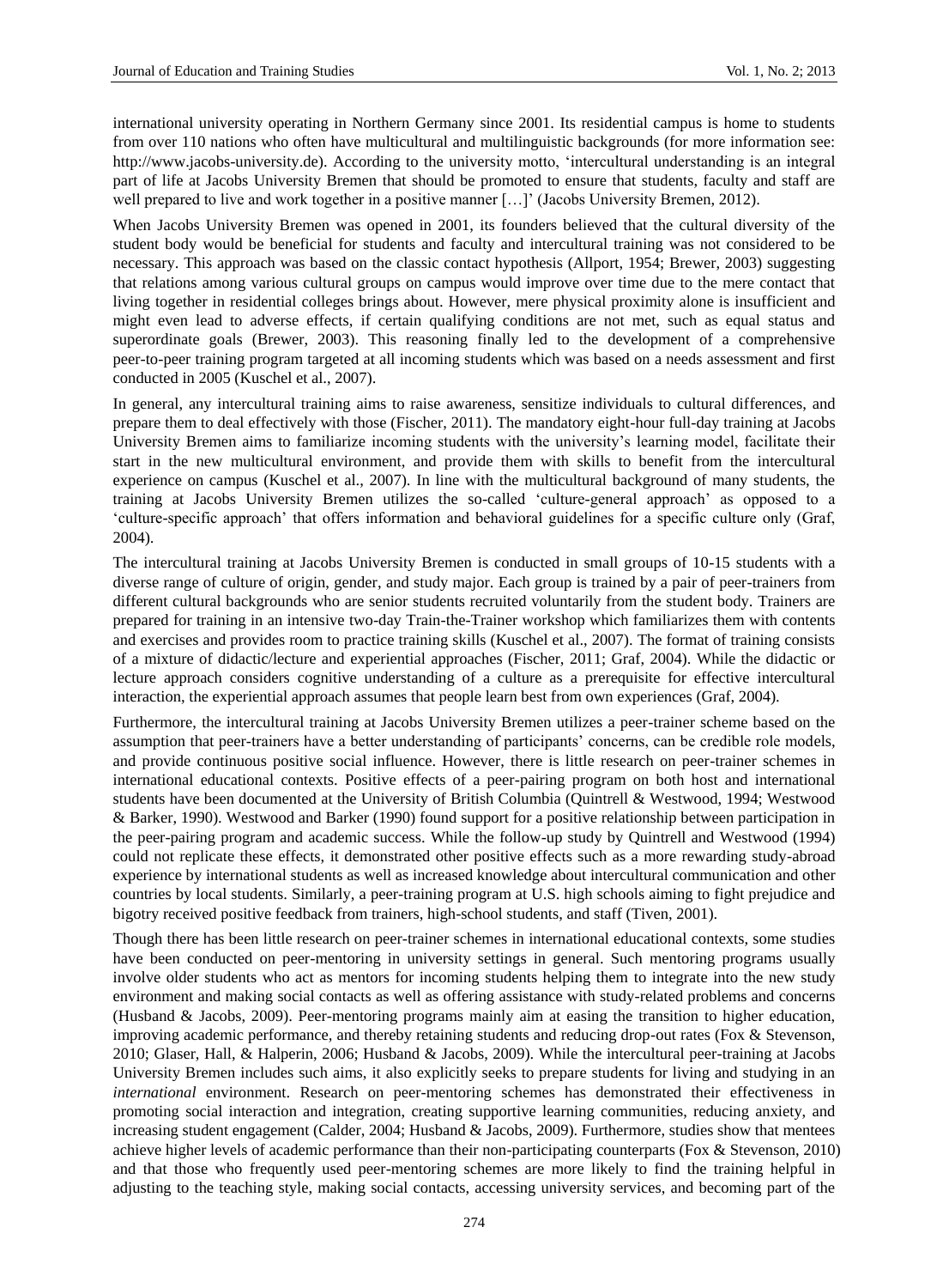international university operating in Northern Germany since 2001. Its residential campus is home to students from over 110 nations who often have multicultural and multilinguistic backgrounds (for more information see: http://www.jacobs-university.de). According to the university motto, 'intercultural understanding is an integral part of life at Jacobs University Bremen that should be promoted to ensure that students, faculty and staff are well prepared to live and work together in a positive manner […]' (Jacobs University Bremen, 2012).

When Jacobs University Bremen was opened in 2001, its founders believed that the cultural diversity of the student body would be beneficial for students and faculty and intercultural training was not considered to be necessary. This approach was based on the classic contact hypothesis (Allport, 1954; Brewer, 2003) suggesting that relations among various cultural groups on campus would improve over time due to the mere contact that living together in residential colleges brings about. However, mere physical proximity alone is insufficient and might even lead to adverse effects, if certain qualifying conditions are not met, such as equal status and superordinate goals (Brewer, 2003). This reasoning finally led to the development of a comprehensive peer-to-peer training program targeted at all incoming students which was based on a needs assessment and first conducted in 2005 (Kuschel et al., 2007).

In general, any intercultural training aims to raise awareness, sensitize individuals to cultural differences, and prepare them to deal effectively with those (Fischer, 2011). The mandatory eight-hour full-day training at Jacobs University Bremen aims to familiarize incoming students with the university's learning model, facilitate their start in the new multicultural environment, and provide them with skills to benefit from the intercultural experience on campus (Kuschel et al., 2007). In line with the multicultural background of many students, the training at Jacobs University Bremen utilizes the so-called 'culture-general approach' as opposed to a 'culture-specific approach' that offers information and behavioral guidelines for a specific culture only (Graf, 2004).

The intercultural training at Jacobs University Bremen is conducted in small groups of 10-15 students with a diverse range of culture of origin, gender, and study major. Each group is trained by a pair of peer-trainers from different cultural backgrounds who are senior students recruited voluntarily from the student body. Trainers are prepared for training in an intensive two-day Train-the-Trainer workshop which familiarizes them with contents and exercises and provides room to practice training skills (Kuschel et al., 2007). The format of training consists of a mixture of didactic/lecture and experiential approaches (Fischer, 2011; Graf, 2004). While the didactic or lecture approach considers cognitive understanding of a culture as a prerequisite for effective intercultural interaction, the experiential approach assumes that people learn best from own experiences (Graf, 2004).

Furthermore, the intercultural training at Jacobs University Bremen utilizes a peer-trainer scheme based on the assumption that peer-trainers have a better understanding of participants' concerns, can be credible role models, and provide continuous positive social influence. However, there is little research on peer-trainer schemes in international educational contexts. Positive effects of a peer-pairing program on both host and international students have been documented at the University of British Columbia (Quintrell & Westwood, 1994; Westwood & Barker, 1990). Westwood and Barker (1990) found support for a positive relationship between participation in the peer-pairing program and academic success. While the follow-up study by Quintrell and Westwood (1994) could not replicate these effects, it demonstrated other positive effects such as a more rewarding study-abroad experience by international students as well as increased knowledge about intercultural communication and other countries by local students. Similarly, a peer-training program at U.S. high schools aiming to fight prejudice and bigotry received positive feedback from trainers, high-school students, and staff (Tiven, 2001).

Though there has been little research on peer-trainer schemes in international educational contexts, some studies have been conducted on peer-mentoring in university settings in general. Such mentoring programs usually involve older students who act as mentors for incoming students helping them to integrate into the new study environment and making social contacts as well as offering assistance with study-related problems and concerns (Husband & Jacobs, 2009). Peer-mentoring programs mainly aim at easing the transition to higher education, improving academic performance, and thereby retaining students and reducing drop-out rates (Fox & Stevenson, 2010; Glaser, Hall, & Halperin, 2006; Husband & Jacobs, 2009). While the intercultural peer-training at Jacobs University Bremen includes such aims, it also explicitly seeks to prepare students for living and studying in an *international* environment. Research on peer-mentoring schemes has demonstrated their effectiveness in promoting social interaction and integration, creating supportive learning communities, reducing anxiety, and increasing student engagement (Calder, 2004; Husband & Jacobs, 2009). Furthermore, studies show that mentees achieve higher levels of academic performance than their non-participating counterparts (Fox & Stevenson, 2010) and that those who frequently used peer-mentoring schemes are more likely to find the training helpful in adjusting to the teaching style, making social contacts, accessing university services, and becoming part of the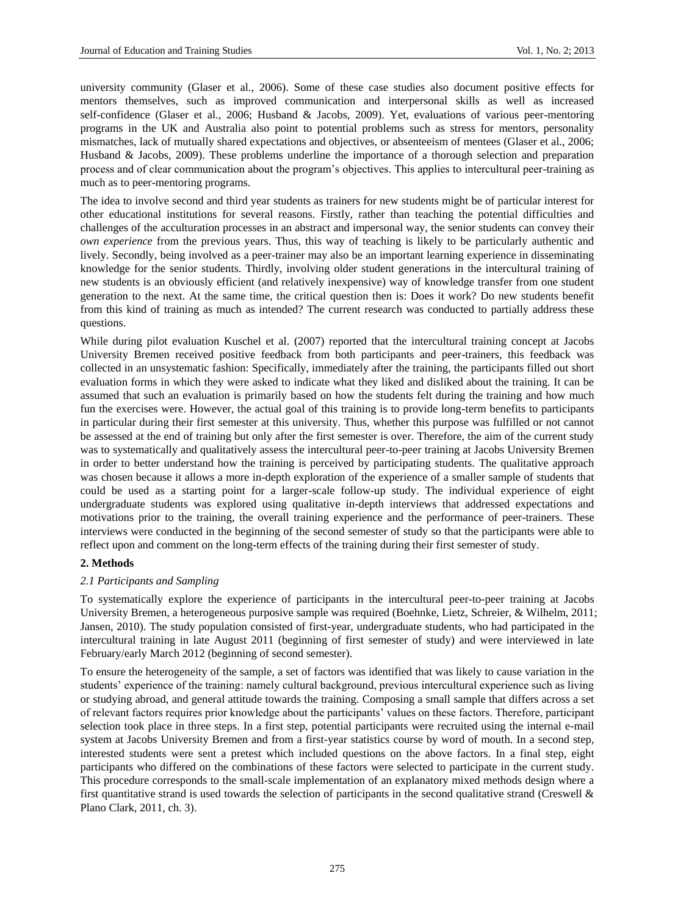university community (Glaser et al., 2006). Some of these case studies also document positive effects for mentors themselves, such as improved communication and interpersonal skills as well as increased self-confidence (Glaser et al., 2006; Husband & Jacobs, 2009). Yet, evaluations of various peer-mentoring programs in the UK and Australia also point to potential problems such as stress for mentors, personality mismatches, lack of mutually shared expectations and objectives, or absenteeism of mentees (Glaser et al., 2006; Husband & Jacobs, 2009). These problems underline the importance of a thorough selection and preparation process and of clear communication about the program's objectives. This applies to intercultural peer-training as much as to peer-mentoring programs.

The idea to involve second and third year students as trainers for new students might be of particular interest for other educational institutions for several reasons. Firstly, rather than teaching the potential difficulties and challenges of the acculturation processes in an abstract and impersonal way, the senior students can convey their *own experience* from the previous years. Thus, this way of teaching is likely to be particularly authentic and lively. Secondly, being involved as a peer-trainer may also be an important learning experience in disseminating knowledge for the senior students. Thirdly, involving older student generations in the intercultural training of new students is an obviously efficient (and relatively inexpensive) way of knowledge transfer from one student generation to the next. At the same time, the critical question then is: Does it work? Do new students benefit from this kind of training as much as intended? The current research was conducted to partially address these questions.

While during pilot evaluation Kuschel et al. (2007) reported that the intercultural training concept at Jacobs University Bremen received positive feedback from both participants and peer-trainers, this feedback was collected in an unsystematic fashion: Specifically, immediately after the training, the participants filled out short evaluation forms in which they were asked to indicate what they liked and disliked about the training. It can be assumed that such an evaluation is primarily based on how the students felt during the training and how much fun the exercises were. However, the actual goal of this training is to provide long-term benefits to participants in particular during their first semester at this university. Thus, whether this purpose was fulfilled or not cannot be assessed at the end of training but only after the first semester is over. Therefore, the aim of the current study was to systematically and qualitatively assess the intercultural peer-to-peer training at Jacobs University Bremen in order to better understand how the training is perceived by participating students. The qualitative approach was chosen because it allows a more in-depth exploration of the experience of a smaller sample of students that could be used as a starting point for a larger-scale follow-up study. The individual experience of eight undergraduate students was explored using qualitative in-depth interviews that addressed expectations and motivations prior to the training, the overall training experience and the performance of peer-trainers. These interviews were conducted in the beginning of the second semester of study so that the participants were able to reflect upon and comment on the long-term effects of the training during their first semester of study.

## 2. Methods

### *2.1 Participants and Sampling*

To systematically explore the experience of participants in the intercultural peer-to-peer training at Jacobs University Bremen, a heterogeneous purposive sample was required (Boehnke, Lietz, Schreier, & Wilhelm, 2011; Jansen, 2010). The study population consisted of first-year, undergraduate students, who had participated in the intercultural training in late August 2011 (beginning of first semester of study) and were interviewed in late February/early March 2012 (beginning of second semester).

To ensure the heterogeneity of the sample, a set of factors was identified that was likely to cause variation in the students' experience of the training: namely cultural background, previous intercultural experience such as living or studying abroad, and general attitude towards the training. Composing a small sample that differs across a set of relevant factors requires prior knowledge about the participants' values on these factors. Therefore, participant selection took place in three steps. In a first step, potential participants were recruited using the internal e-mail system at Jacobs University Bremen and from a first-year statistics course by word of mouth. In a second step, interested students were sent a pretest which included questions on the above factors. In a final step, eight participants who differed on the combinations of these factors were selected to participate in the current study. This procedure corresponds to the small-scale implementation of an explanatory mixed methods design where a first quantitative strand is used towards the selection of participants in the second qualitative strand (Creswell & Plano Clark, 2011, ch. 3).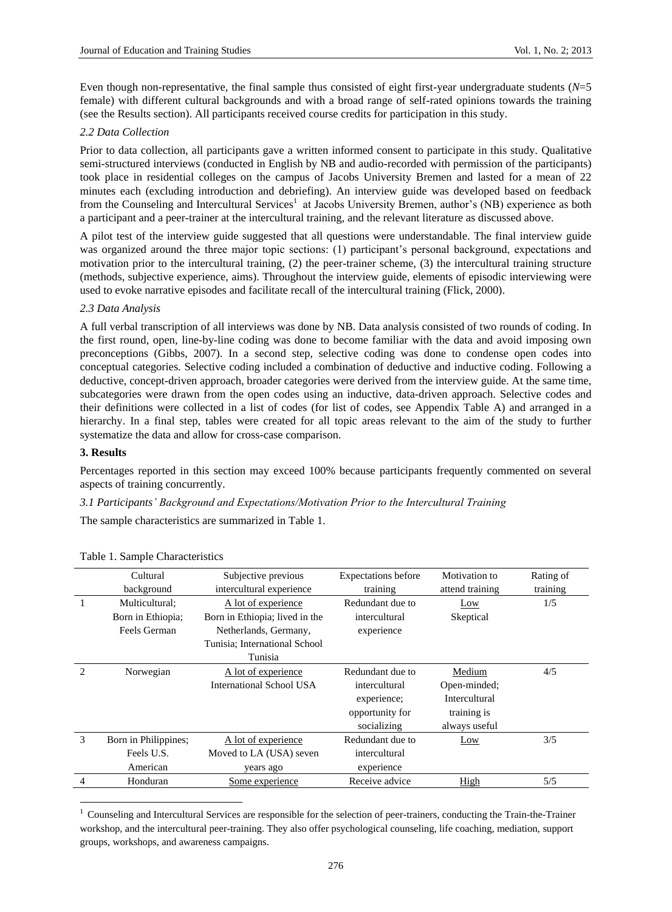Even though non-representative, the final sample thus consisted of eight first-year undergraduate students ($N$=5 female) with different cultural backgrounds and with a broad range of self-rated opinions towards the training (see the Results section). All participants received course credits for participation in this study.

### *2.2 Data Collection*

Prior to data collection, all participants gave a written informed consent to participate in this study. Qualitative semi-structured interviews (conducted in English by NB and audio-recorded with permission of the participants) took place in residential colleges on the campus of Jacobs University Bremen and lasted for a mean of 22 minutes each (excluding introduction and debriefing). An interview guide was developed based on feedback from the Counseling and Intercultural Services[1] at Jacobs University Bremen, author's (NB) experience as both a participant and a peer-trainer at the intercultural training, and the relevant literature as discussed above.

A pilot test of the interview guide suggested that all questions were understandable. The final interview guide was organized around the three major topic sections: (1) participant's personal background, expectations and motivation prior to the intercultural training, (2) the peer-trainer scheme, (3) the intercultural training structure (methods, subjective experience, aims). Throughout the interview guide, elements of episodic interviewing were used to evoke narrative episodes and facilitate recall of the intercultural training (Flick, 2000).

### *2.3 Data Analysis*

A full verbal transcription of all interviews was done by NB. Data analysis consisted of two rounds of coding. In the first round, open, line-by-line coding was done to become familiar with the data and avoid imposing own preconceptions (Gibbs, 2007). In a second step, selective coding was done to condense open codes into conceptual categories. Selective coding included a combination of deductive and inductive coding. Following a deductive, concept-driven approach, broader categories were derived from the interview guide. At the same time, subcategories were drawn from the open codes using an inductive, data-driven approach. Selective codes and their definitions were collected in a list of codes (for list of codes, see Appendix Table A) and arranged in a hierarchy. In a final step, tables were created for all topic areas relevant to the aim of the study to further systematize the data and allow for cross-case comparison.

## **3. Results**

Percentages reported in this section may exceed 100% because participants frequently commented on several aspects of training concurrently.

### *3.1 Participants' Background and Expectations/Motivation Prior to the Intercultural Training*

The sample characteristics are summarized in Table 1.

Table 1. Sample Characteristics

| | Cultural background | Subjective previous intercultural experience | Expectations before training | Motivation to attend training | Rating of training |
|---|---|---|---|---|---|
| 1 | Multicultural; Born in Ethiopia; Feels German | A lot of experience Born in Ethiopia; lived in the Netherlands, Germany, Tunisia; International School Tunisia | Redundant due to intercultural experience | Low Skeptical | 1/5 |
| 2 | Norwegian | A lot of experience International School USA | Redundant due to intercultural experience; opportunity for socializing | Medium Open-minded; Intercultural training is always useful | 4/5 |
| 3 | Born in Philippines; Feels U.S. American | A lot of experience Moved to LA (USA) seven years ago | Redundant due to intercultural experience | Low | 3/5 |
| 4 | Honduran | Some experience | Receive advice | High | 5/5 |

[1] Counseling and Intercultural Services are responsible for the selection of peer-trainers, conducting the Train-the-Trainer workshop, and the intercultural peer-training. They also offer psychological counseling, life coaching, mediation, support groups, workshops, and awareness campaigns.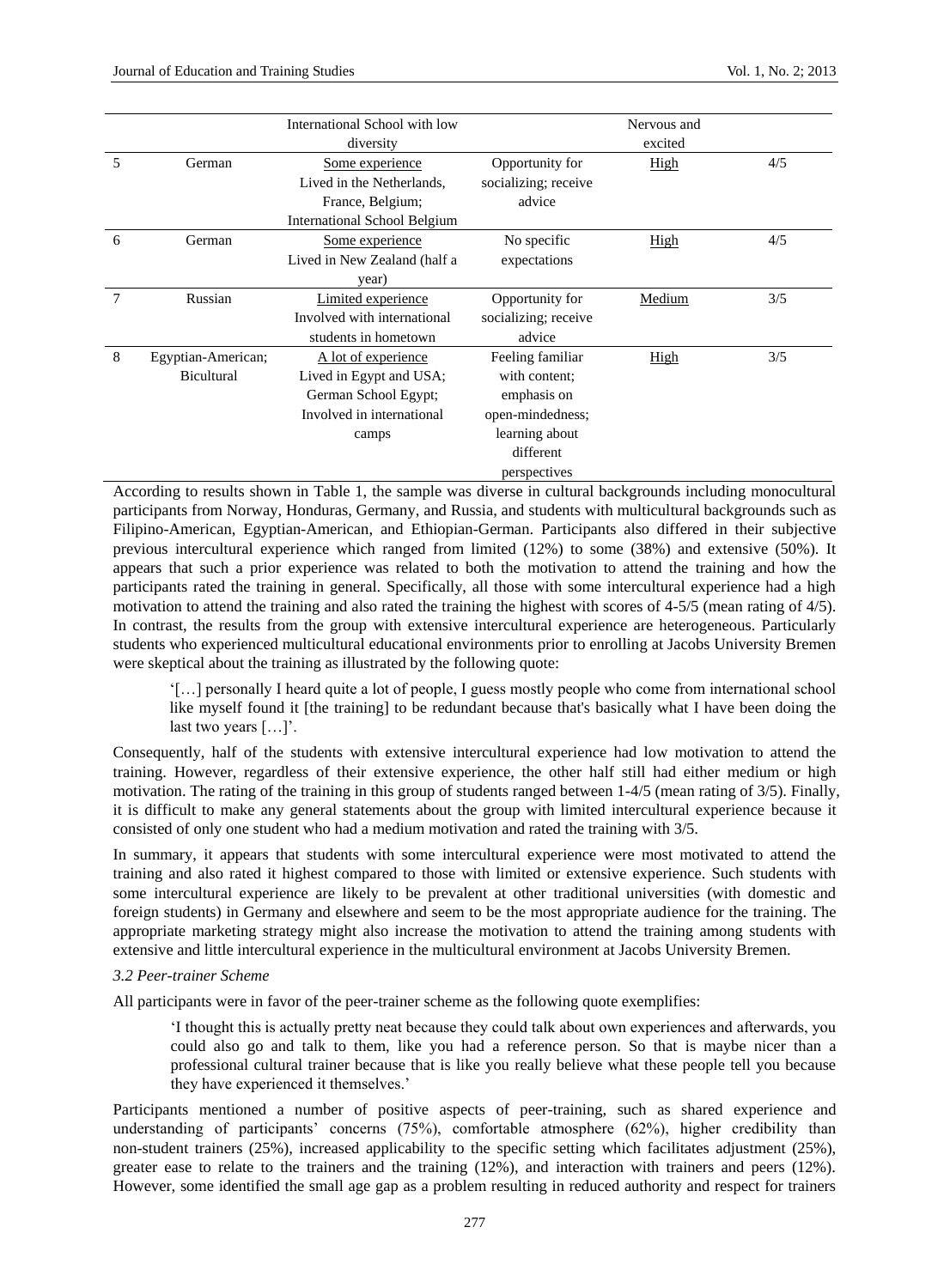|  |  | International School with low diversity |  | Nervous and excited |  |
|---|---|---|---|---|---|
| 5 | German | Some experience Lived in the Netherlands, France, Belgium; International School Belgium | Opportunity for socializing; receive advice | High | 4/5 |
| 6 | German | Some experience Lived in New Zealand (half a year) | No specific expectations | High | 4/5 |
| 7 | Russian | Limited experience Involved with international students in hometown | Opportunity for socializing; receive advice | Medium | 3/5 |
| 8 | Egyptian-American; Bicultural | A lot of experience Lived in Egypt and USA; German School Egypt; Involved in international camps | Feeling familiar with content; emphasis on open-mindedness; learning about different perspectives | High | 3/5 |

According to results shown in Table 1, the sample was diverse in cultural backgrounds including monocultural participants from Norway, Honduras, Germany, and Russia, and students with multicultural backgrounds such as Filipino-American, Egyptian-American, and Ethiopian-German. Participants also differed in their subjective previous intercultural experience which ranged from limited (12%) to some (38%) and extensive (50%). It appears that such a prior experience was related to both the motivation to attend the training and how the participants rated the training in general. Specifically, all those with some intercultural experience had a high motivation to attend the training and also rated the training the highest with scores of 4-5/5 (mean rating of 4/5). In contrast, the results from the group with extensive intercultural experience are heterogeneous. Particularly students who experienced multicultural educational environments prior to enrolling at Jacobs University Bremen were skeptical about the training as illustrated by the following quote:

> '[…] personally I heard quite a lot of people, I guess mostly people who come from international school like myself found it [the training] to be redundant because that's basically what I have been doing the last two years […]'.

Consequently, half of the students with extensive intercultural experience had low motivation to attend the training. However, regardless of their extensive experience, the other half still had either medium or high motivation. The rating of the training in this group of students ranged between 1-4/5 (mean rating of 3/5). Finally, it is difficult to make any general statements about the group with limited intercultural experience because it consisted of only one student who had a medium motivation and rated the training with 3/5.

In summary, it appears that students with some intercultural experience were most motivated to attend the training and also rated it highest compared to those with limited or extensive experience. Such students with some intercultural experience are likely to be prevalent at other traditional universities (with domestic and foreign students) in Germany and elsewhere and seem to be the most appropriate audience for the training. The appropriate marketing strategy might also increase the motivation to attend the training among students with extensive and little intercultural experience in the multicultural environment at Jacobs University Bremen.

### *3.2 Peer-trainer Scheme*

All participants were in favor of the peer-trainer scheme as the following quote exemplifies:

> 'I thought this is actually pretty neat because they could talk about own experiences and afterwards, you could also go and talk to them, like you had a reference person. So that is maybe nicer than a professional cultural trainer because that is like you really believe what these people tell you because they have experienced it themselves.'

Participants mentioned a number of positive aspects of peer-training, such as shared experience and understanding of participants' concerns (75%), comfortable atmosphere (62%), higher credibility than non-student trainers (25%), increased applicability to the specific setting which facilitates adjustment (25%), greater ease to relate to the trainers and the training (12%), and interaction with trainers and peers (12%). However, some identified the small age gap as a problem resulting in reduced authority and respect for trainers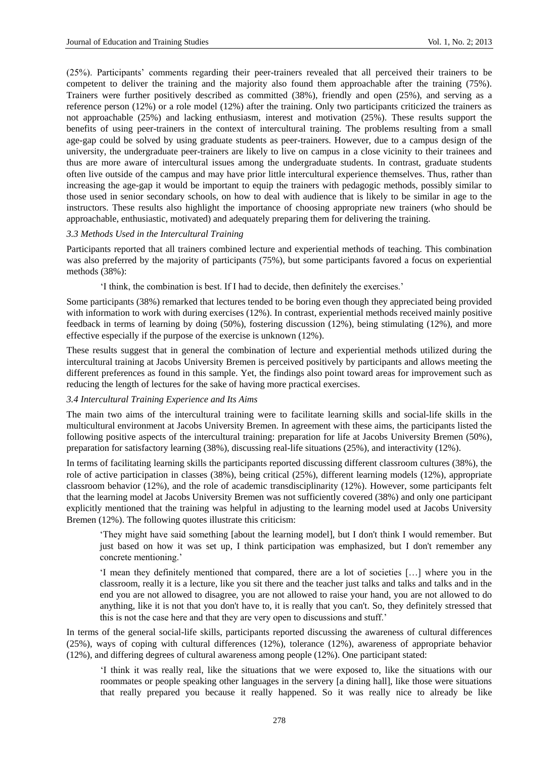(25%). Participants' comments regarding their peer-trainers revealed that all perceived their trainers to be competent to deliver the training and the majority also found them approachable after the training (75%). Trainers were further positively described as committed (38%), friendly and open (25%), and serving as a reference person (12%) or a role model (12%) after the training. Only two participants criticized the trainers as not approachable (25%) and lacking enthusiasm, interest and motivation (25%). These results support the benefits of using peer-trainers in the context of intercultural training. The problems resulting from a small age-gap could be solved by using graduate students as peer-trainers. However, due to a campus design of the university, the undergraduate peer-trainers are likely to live on campus in a close vicinity to their trainees and thus are more aware of intercultural issues among the undergraduate students. In contrast, graduate students often live outside of the campus and may have prior little intercultural experience themselves. Thus, rather than increasing the age-gap it would be important to equip the trainers with pedagogic methods, possibly similar to those used in senior secondary schools, on how to deal with audience that is likely to be similar in age to the instructors. These results also highlight the importance of choosing appropriate new trainers (who should be approachable, enthusiastic, motivated) and adequately preparing them for delivering the training.

### *3.3 Methods Used in the Intercultural Training*

Participants reported that all trainers combined lecture and experiential methods of teaching. This combination was also preferred by the majority of participants (75%), but some participants favored a focus on experiential methods (38%):

> 'I think, the combination is best. If I had to decide, then definitely the exercises.'

Some participants (38%) remarked that lectures tended to be boring even though they appreciated being provided with information to work with during exercises (12%). In contrast, experiential methods received mainly positive feedback in terms of learning by doing (50%), fostering discussion (12%), being stimulating (12%), and more effective especially if the purpose of the exercise is unknown (12%).

These results suggest that in general the combination of lecture and experiential methods utilized during the intercultural training at Jacobs University Bremen is perceived positively by participants and allows meeting the different preferences as found in this sample. Yet, the findings also point toward areas for improvement such as reducing the length of lectures for the sake of having more practical exercises.

### *3.4 Intercultural Training Experience and Its Aims*

The main two aims of the intercultural training were to facilitate learning skills and social-life skills in the multicultural environment at Jacobs University Bremen. In agreement with these aims, the participants listed the following positive aspects of the intercultural training: preparation for life at Jacobs University Bremen (50%), preparation for satisfactory learning (38%), discussing real-life situations (25%), and interactivity (12%).

In terms of facilitating learning skills the participants reported discussing different classroom cultures (38%), the role of active participation in classes (38%), being critical (25%), different learning models (12%), appropriate classroom behavior (12%), and the role of academic transdisciplinarity (12%). However, some participants felt that the learning model at Jacobs University Bremen was not sufficiently covered (38%) and only one participant explicitly mentioned that the training was helpful in adjusting to the learning model used at Jacobs University Bremen (12%). The following quotes illustrate this criticism:

> 'They might have said something [about the learning model], but I don't think I would remember. But just based on how it was set up, I think participation was emphasized, but I don't remember any concrete mentioning.'

> 'I mean they definitely mentioned that compared, there are a lot of societies […] where you in the classroom, really it is a lecture, like you sit there and the teacher just talks and talks and talks and in the end you are not allowed to disagree, you are not allowed to raise your hand, you are not allowed to do anything, like it is not that you don't have to, it is really that you can't. So, they definitely stressed that this is not the case here and that they are very open to discussions and stuff.'

In terms of the general social-life skills, participants reported discussing the awareness of cultural differences (25%), ways of coping with cultural differences (12%), tolerance (12%), awareness of appropriate behavior (12%), and differing degrees of cultural awareness among people (12%). One participant stated:

> 'I think it was really real, like the situations that we were exposed to, like the situations with our roommates or people speaking other languages in the servery [a dining hall], like those were situations that really prepared you because it really happened. So it was really nice to already be like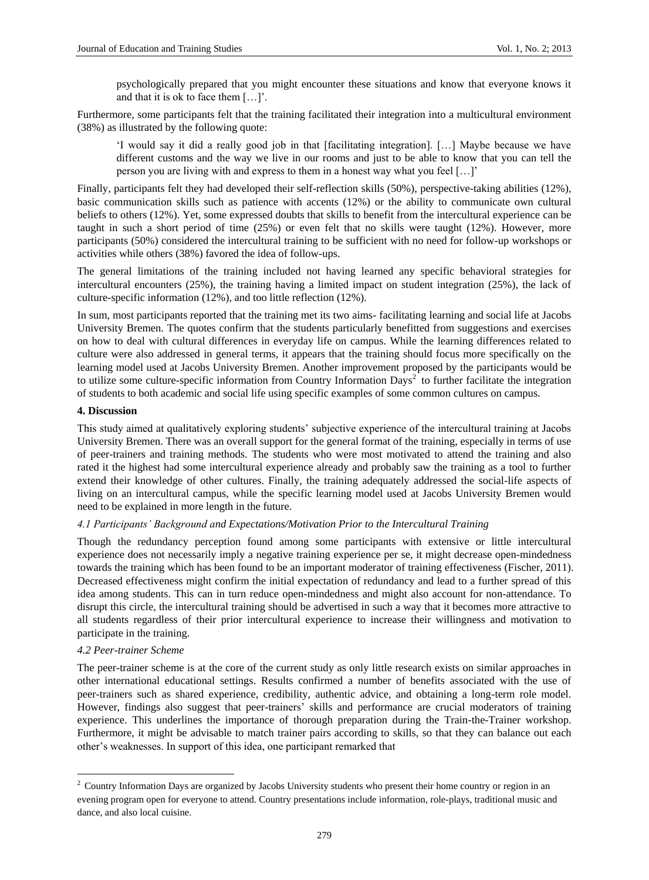> psychologically prepared that you might encounter these situations and know that everyone knows it and that it is ok to face them […]'.

Furthermore, some participants felt that the training facilitated their integration into a multicultural environment (38%) as illustrated by the following quote:

> 'I would say it did a really good job in that [facilitating integration]. […] Maybe because we have different customs and the way we live in our rooms and just to be able to know that you can tell the person you are living with and express to them in a honest way what you feel […]'

Finally, participants felt they had developed their self-reflection skills (50%), perspective-taking abilities (12%), basic communication skills such as patience with accents (12%) or the ability to communicate own cultural beliefs to others (12%). Yet, some expressed doubts that skills to benefit from the intercultural experience can be taught in such a short period of time (25%) or even felt that no skills were taught (12%). However, more participants (50%) considered the intercultural training to be sufficient with no need for follow-up workshops or activities while others (38%) favored the idea of follow-ups.

The general limitations of the training included not having learned any specific behavioral strategies for intercultural encounters (25%), the training having a limited impact on student integration (25%), the lack of culture-specific information (12%), and too little reflection (12%).

In sum, most participants reported that the training met its two aims- facilitating learning and social life at Jacobs University Bremen. The quotes confirm that the students particularly benefitted from suggestions and exercises on how to deal with cultural differences in everyday life on campus. While the learning differences related to culture were also addressed in general terms, it appears that the training should focus more specifically on the learning model used at Jacobs University Bremen. Another improvement proposed by the participants would be to utilize some culture-specific information from Country Information Days[2] to further facilitate the integration of students to both academic and social life using specific examples of some common cultures on campus.

## 4. Discussion

This study aimed at qualitatively exploring students' subjective experience of the intercultural training at Jacobs University Bremen. There was an overall support for the general format of the training, especially in terms of use of peer-trainers and training methods. The students who were most motivated to attend the training and also rated it the highest had some intercultural experience already and probably saw the training as a tool to further extend their knowledge of other cultures. Finally, the training adequately addressed the social-life aspects of living on an intercultural campus, while the specific learning model used at Jacobs University Bremen would need to be explained in more length in the future.

### *4.1 Participants' Background and Expectations/Motivation Prior to the Intercultural Training*

Though the redundancy perception found among some participants with extensive or little intercultural experience does not necessarily imply a negative training experience per se, it might decrease open-mindedness towards the training which has been found to be an important moderator of training effectiveness (Fischer, 2011). Decreased effectiveness might confirm the initial expectation of redundancy and lead to a further spread of this idea among students. This can in turn reduce open-mindedness and might also account for non-attendance. To disrupt this circle, the intercultural training should be advertised in such a way that it becomes more attractive to all students regardless of their prior intercultural experience to increase their willingness and motivation to participate in the training.

### *4.2 Peer-trainer Scheme*

The peer-trainer scheme is at the core of the current study as only little research exists on similar approaches in other international educational settings. Results confirmed a number of benefits associated with the use of peer-trainers such as shared experience, credibility, authentic advice, and obtaining a long-term role model. However, findings also suggest that peer-trainers' skills and performance are crucial moderators of training experience. This underlines the importance of thorough preparation during the Train-the-Trainer workshop. Furthermore, it might be advisable to match trainer pairs according to skills, so that they can balance out each other's weaknesses. In support of this idea, one participant remarked that

---

[2] Country Information Days are organized by Jacobs University students who present their home country or region in an evening program open for everyone to attend. Country presentations include information, role-plays, traditional music and dance, and also local cuisine.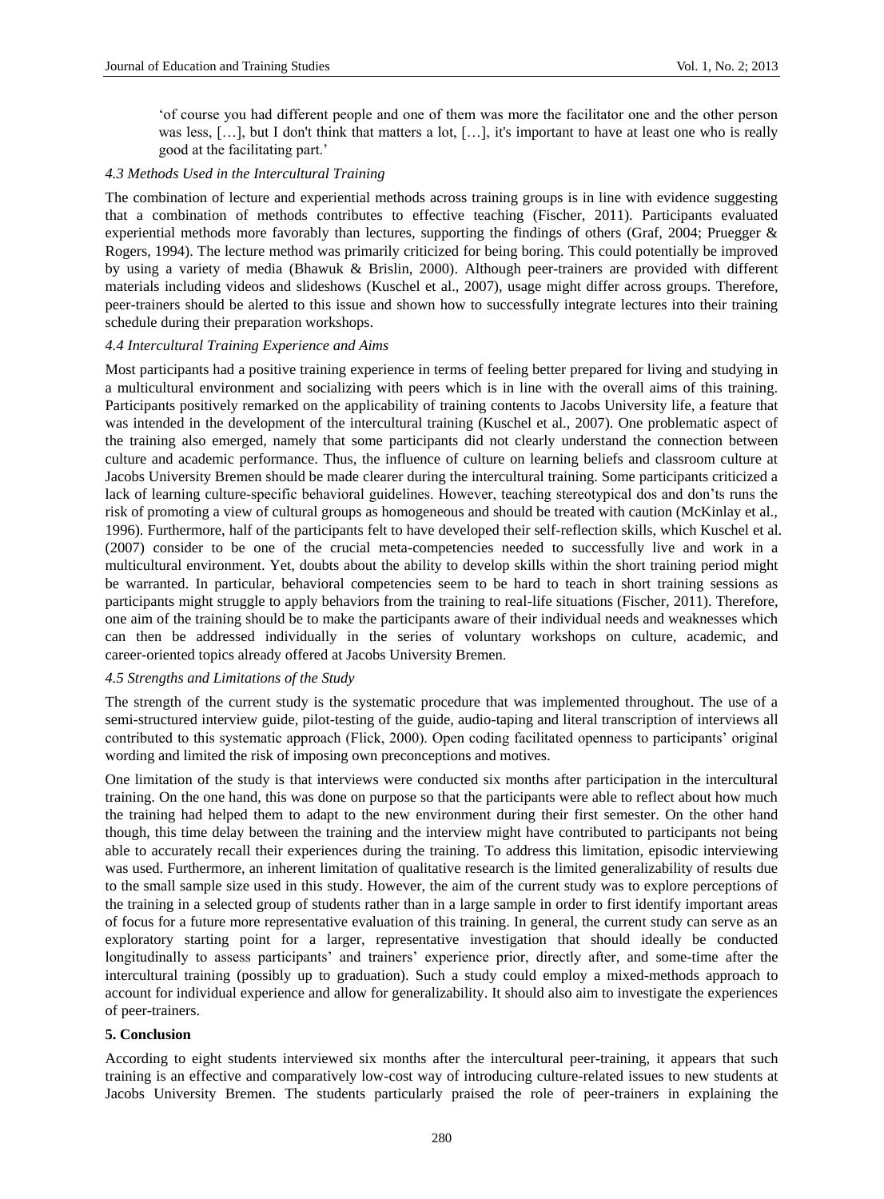> 'of course you had different people and one of them was more the facilitator one and the other person was less, […], but I don't think that matters a lot, […], it's important to have at least one who is really good at the facilitating part.'

#### *4.3 Methods Used in the Intercultural Training*

The combination of lecture and experiential methods across training groups is in line with evidence suggesting that a combination of methods contributes to effective teaching (Fischer, 2011). Participants evaluated experiential methods more favorably than lectures, supporting the findings of others (Graf, 2004; Pruegger & Rogers, 1994). The lecture method was primarily criticized for being boring. This could potentially be improved by using a variety of media (Bhawuk & Brislin, 2000). Although peer-trainers are provided with different materials including videos and slideshows (Kuschel et al., 2007), usage might differ across groups. Therefore, peer-trainers should be alerted to this issue and shown how to successfully integrate lectures into their training schedule during their preparation workshops.

#### *4.4 Intercultural Training Experience and Aims*

Most participants had a positive training experience in terms of feeling better prepared for living and studying in a multicultural environment and socializing with peers which is in line with the overall aims of this training. Participants positively remarked on the applicability of training contents to Jacobs University life, a feature that was intended in the development of the intercultural training (Kuschel et al., 2007). One problematic aspect of the training also emerged, namely that some participants did not clearly understand the connection between culture and academic performance. Thus, the influence of culture on learning beliefs and classroom culture at Jacobs University Bremen should be made clearer during the intercultural training. Some participants criticized a lack of learning culture-specific behavioral guidelines. However, teaching stereotypical dos and don'ts runs the risk of promoting a view of cultural groups as homogeneous and should be treated with caution (McKinlay et al., 1996). Furthermore, half of the participants felt to have developed their self-reflection skills, which Kuschel et al. (2007) consider to be one of the crucial meta-competencies needed to successfully live and work in a multicultural environment. Yet, doubts about the ability to develop skills within the short training period might be warranted. In particular, behavioral competencies seem to be hard to teach in short training sessions as participants might struggle to apply behaviors from the training to real-life situations (Fischer, 2011). Therefore, one aim of the training should be to make the participants aware of their individual needs and weaknesses which can then be addressed individually in the series of voluntary workshops on culture, academic, and career-oriented topics already offered at Jacobs University Bremen.

#### *4.5 Strengths and Limitations of the Study*

The strength of the current study is the systematic procedure that was implemented throughout. The use of a semi-structured interview guide, pilot-testing of the guide, audio-taping and literal transcription of interviews all contributed to this systematic approach (Flick, 2000). Open coding facilitated openness to participants' original wording and limited the risk of imposing own preconceptions and motives.

One limitation of the study is that interviews were conducted six months after participation in the intercultural training. On the one hand, this was done on purpose so that the participants were able to reflect about how much the training had helped them to adapt to the new environment during their first semester. On the other hand though, this time delay between the training and the interview might have contributed to participants not being able to accurately recall their experiences during the training. To address this limitation, episodic interviewing was used. Furthermore, an inherent limitation of qualitative research is the limited generalizability of results due to the small sample size used in this study. However, the aim of the current study was to explore perceptions of the training in a selected group of students rather than in a large sample in order to first identify important areas of focus for a future more representative evaluation of this training. In general, the current study can serve as an exploratory starting point for a larger, representative investigation that should ideally be conducted longitudinally to assess participants' and trainers' experience prior, directly after, and some-time after the intercultural training (possibly up to graduation). Such a study could employ a mixed-methods approach to account for individual experience and allow for generalizability. It should also aim to investigate the experiences of peer-trainers.

## 5. Conclusion

According to eight students interviewed six months after the intercultural peer-training, it appears that such training is an effective and comparatively low-cost way of introducing culture-related issues to new students at Jacobs University Bremen. The students particularly praised the role of peer-trainers in explaining the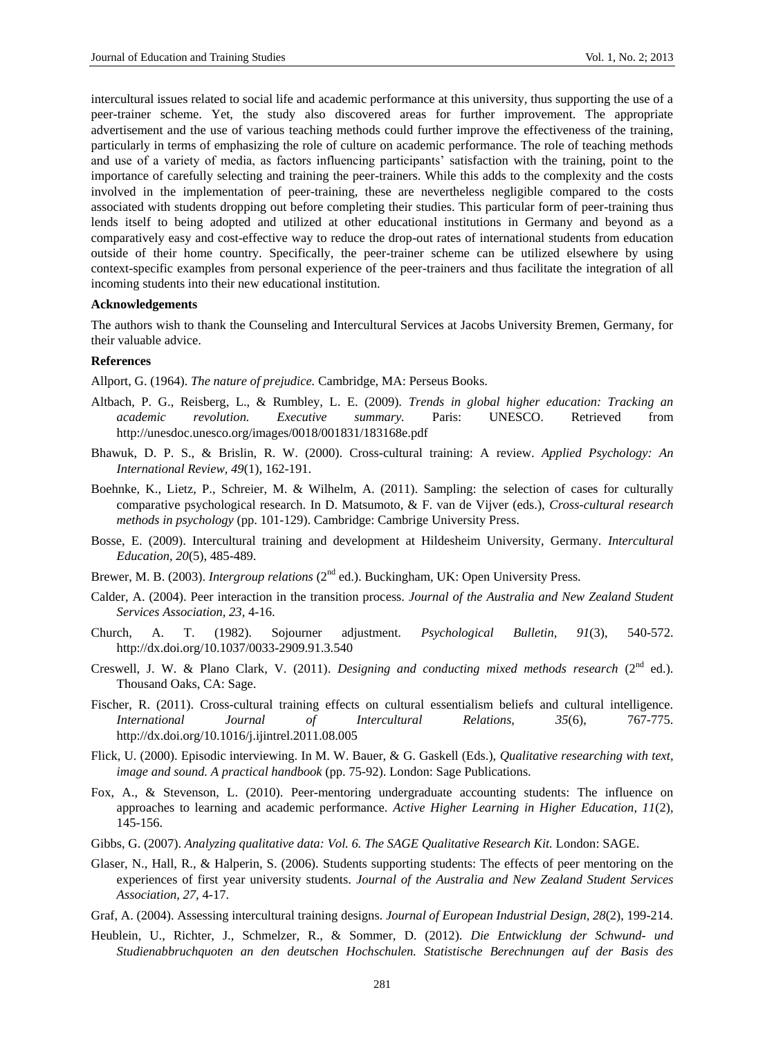intercultural issues related to social life and academic performance at this university, thus supporting the use of a peer-trainer scheme. Yet, the study also discovered areas for further improvement. The appropriate advertisement and the use of various teaching methods could further improve the effectiveness of the training, particularly in terms of emphasizing the role of culture on academic performance. The role of teaching methods and use of a variety of media, as factors influencing participants' satisfaction with the training, point to the importance of carefully selecting and training the peer-trainers. While this adds to the complexity and the costs involved in the implementation of peer-training, these are nevertheless negligible compared to the costs associated with students dropping out before completing their studies. This particular form of peer-training thus lends itself to being adopted and utilized at other educational institutions in Germany and beyond as a comparatively easy and cost-effective way to reduce the drop-out rates of international students from education outside of their home country. Specifically, the peer-trainer scheme can be utilized elsewhere by using context-specific examples from personal experience of the peer-trainers and thus facilitate the integration of all incoming students into their new educational institution.

**Acknowledgements**

The authors wish to thank the Counseling and Intercultural Services at Jacobs University Bremen, Germany, for their valuable advice.

**References**

Allport, G. (1964). *The nature of prejudice.* Cambridge, MA: Perseus Books.

Altbach, P. G., Reisberg, L., & Rumbley, L. E. (2009). *Trends in global higher education: Tracking an academic revolution. Executive summary.* Paris: UNESCO. Retrieved from http://unesdoc.unesco.org/images/0018/001831/183168e.pdf

Bhawuk, D. P. S., & Brislin, R. W. (2000). Cross-cultural training: A review. *Applied Psychology: An International Review, 49*(1), 162-191.

Boehnke, K., Lietz, P., Schreier, M. & Wilhelm, A. (2011). Sampling: the selection of cases for culturally comparative psychological research. In D. Matsumoto, & F. van de Vijver (eds.), *Cross-cultural research methods in psychology* (pp. 101-129). Cambridge: Cambrige University Press.

Bosse, E. (2009). Intercultural training and development at Hildesheim University, Germany. *Intercultural Education, 20*(5), 485-489.

Brewer, M. B. (2003). *Intergroup relations* (2nd ed.). Buckingham, UK: Open University Press.

Calder, A. (2004). Peer interaction in the transition process. *Journal of the Australia and New Zealand Student Services Association, 23,* 4-16.

Church, A. T. (1982). Sojourner adjustment. *Psychological Bulletin, 91*(3), 540-572. http://dx.doi.org/10.1037/0033-2909.91.3.540

Creswell, J. W. & Plano Clark, V. (2011). *Designing and conducting mixed methods research* (2nd ed.). Thousand Oaks, CA: Sage.

Fischer, R. (2011). Cross-cultural training effects on cultural essentialism beliefs and cultural intelligence. *International Journal of Intercultural Relations, 35*(6), 767-775. http://dx.doi.org/10.1016/j.ijintrel.2011.08.005

Flick, U. (2000). Episodic interviewing. In M. W. Bauer, & G. Gaskell (Eds.), *Qualitative researching with text, image and sound. A practical handbook* (pp. 75-92). London: Sage Publications.

Fox, A., & Stevenson, L. (2010). Peer-mentoring undergraduate accounting students: The influence on approaches to learning and academic performance. *Active Higher Learning in Higher Education, 11*(2), 145-156.

Gibbs, G. (2007). *Analyzing qualitative data: Vol. 6. The SAGE Qualitative Research Kit.* London: SAGE.

Glaser, N., Hall, R., & Halperin, S. (2006). Students supporting students: The effects of peer mentoring on the experiences of first year university students. *Journal of the Australia and New Zealand Student Services Association, 27,* 4-17.

Graf, A. (2004). Assessing intercultural training designs. *Journal of European Industrial Design, 28*(2), 199-214.

Heublein, U., Richter, J., Schmelzer, R., & Sommer, D. (2012). *Die Entwicklung der Schwund- und Studienabbruchquoten an den deutschen Hochschulen. Statistische Berechnungen auf der Basis des*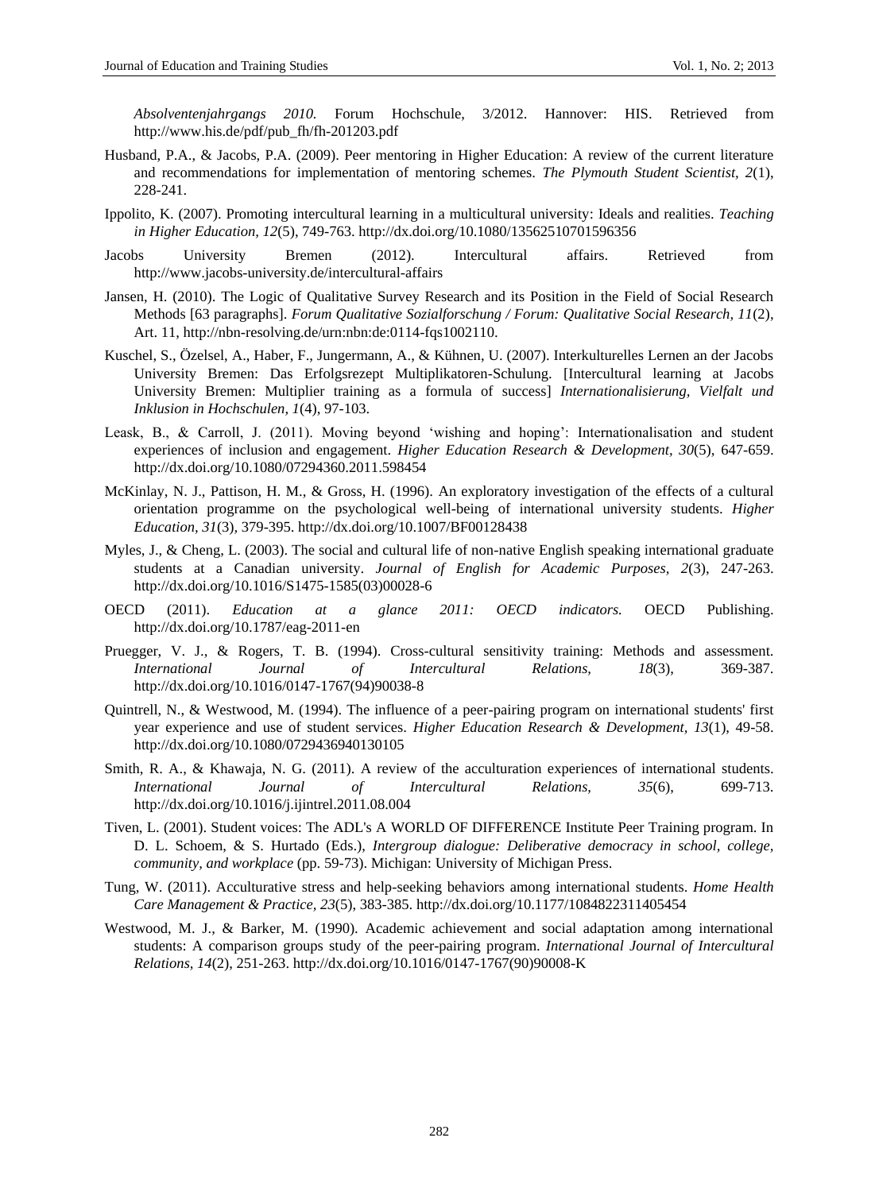*Absolventenjahrgangs 2010.* Forum Hochschule, 3/2012. Hannover: HIS. Retrieved from http://www.his.de/pdf/pub_fh/fh-201203.pdf

Husband, P.A., & Jacobs, P.A. (2009). Peer mentoring in Higher Education: A review of the current literature and recommendations for implementation of mentoring schemes. *The Plymouth Student Scientist, 2*(1), 228-241.

Ippolito, K. (2007). Promoting intercultural learning in a multicultural university: Ideals and realities. *Teaching in Higher Education, 12*(5), 749-763. http://dx.doi.org/10.1080/13562510701596356

Jacobs University Bremen (2012). Intercultural affairs. Retrieved from http://www.jacobs-university.de/intercultural-affairs

Jansen, H. (2010). The Logic of Qualitative Survey Research and its Position in the Field of Social Research Methods [63 paragraphs]. *Forum Qualitative Sozialforschung / Forum: Qualitative Social Research, 11*(2), Art. 11, http://nbn-resolving.de/urn:nbn:de:0114-fqs1002110.

Kuschel, S., Özelsel, A., Haber, F., Jungermann, A., & Kühnen, U. (2007). Interkulturelles Lernen an der Jacobs University Bremen: Das Erfolgsrezept Multiplikatoren-Schulung. [Intercultural learning at Jacobs University Bremen: Multiplier training as a formula of success] *Internationalisierung, Vielfalt und Inklusion in Hochschulen, 1*(4), 97-103.

Leask, B., & Carroll, J. (2011). Moving beyond 'wishing and hoping': Internationalisation and student experiences of inclusion and engagement. *Higher Education Research & Development, 30*(5), 647-659. http://dx.doi.org/10.1080/07294360.2011.598454

McKinlay, N. J., Pattison, H. M., & Gross, H. (1996). An exploratory investigation of the effects of a cultural orientation programme on the psychological well-being of international university students. *Higher Education, 31*(3), 379-395. http://dx.doi.org/10.1007/BF00128438

Myles, J., & Cheng, L. (2003). The social and cultural life of non-native English speaking international graduate students at a Canadian university. *Journal of English for Academic Purposes, 2*(3), 247-263. http://dx.doi.org/10.1016/S1475-1585(03)00028-6

OECD (2011). *Education at a glance 2011: OECD indicators.* OECD Publishing. http://dx.doi.org/10.1787/eag-2011-en

Pruegger, V. J., & Rogers, T. B. (1994). Cross-cultural sensitivity training: Methods and assessment. *International Journal of Intercultural Relations, 18*(3), 369-387. http://dx.doi.org/10.1016/0147-1767(94)90038-8

Quintrell, N., & Westwood, M. (1994). The influence of a peer-pairing program on international students' first year experience and use of student services. *Higher Education Research & Development, 13*(1), 49-58. http://dx.doi.org/10.1080/0729436940130105

Smith, R. A., & Khawaja, N. G. (2011). A review of the acculturation experiences of international students. *International Journal of Intercultural Relations, 35*(6), 699-713. http://dx.doi.org/10.1016/j.ijintrel.2011.08.004

Tiven, L. (2001). Student voices: The ADL's A WORLD OF DIFFERENCE Institute Peer Training program. In D. L. Schoem, & S. Hurtado (Eds.), *Intergroup dialogue: Deliberative democracy in school, college, community, and workplace* (pp. 59-73). Michigan: University of Michigan Press.

Tung, W. (2011). Acculturative stress and help-seeking behaviors among international students. *Home Health Care Management & Practice, 23*(5), 383-385. http://dx.doi.org/10.1177/1084822311405454

Westwood, M. J., & Barker, M. (1990). Academic achievement and social adaptation among international students: A comparison groups study of the peer-pairing program. *International Journal of Intercultural Relations, 14*(2), 251-263. http://dx.doi.org/10.1016/0147-1767(90)90008-K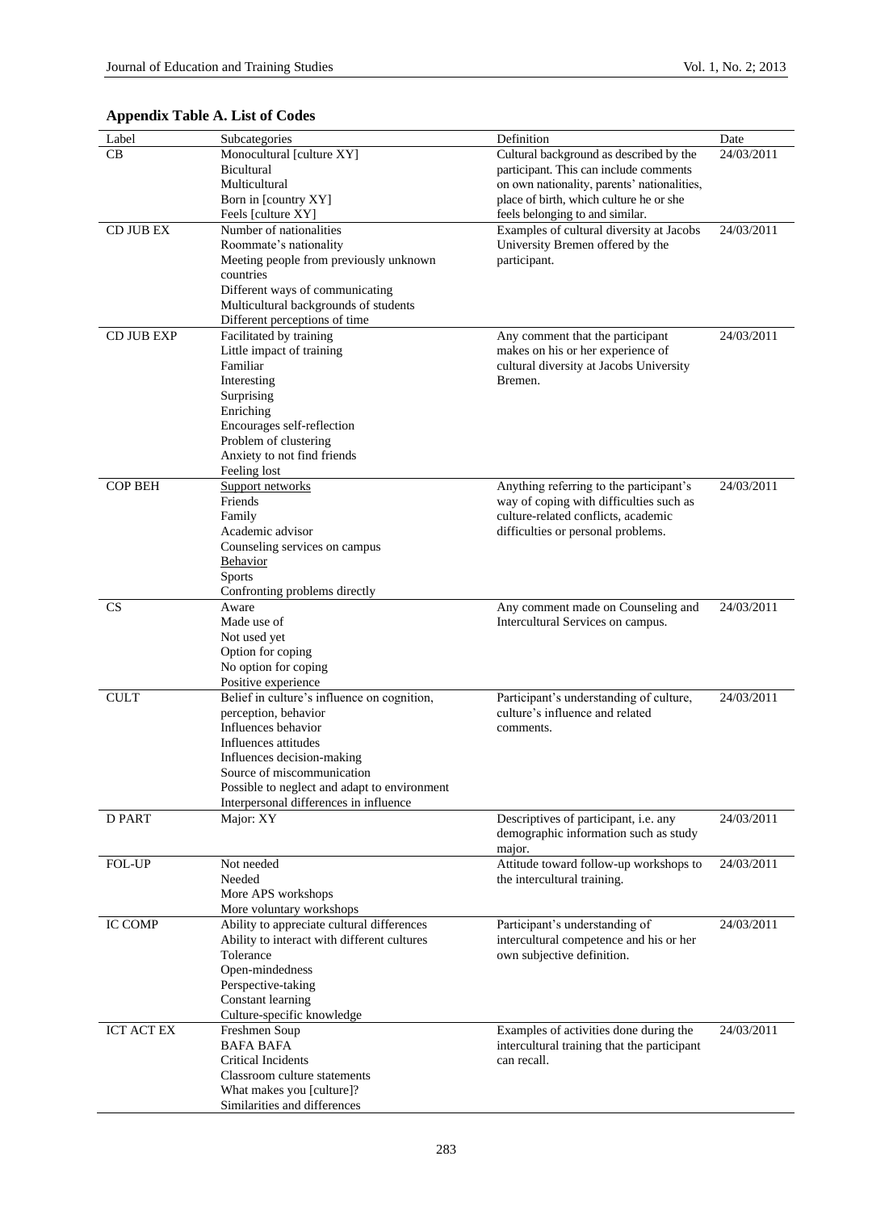**Appendix Table A. List of Codes**

| Label | Subcategories | Definition | Date |
|---|---|---|---|
| CB | Monocultural [culture XY]<br>Bicultural<br>Multicultural<br>Born in [country XY]<br>Feels [culture XY] | Cultural background as described by the participant. This can include comments on own nationality, parents' nationalities, place of birth, which culture he or she feels belonging to and similar. | 24/03/2011 |
| CD JUB EX | Number of nationalities<br>Roommate's nationality<br>Meeting people from previously unknown countries<br>Different ways of communicating<br>Multicultural backgrounds of students<br>Different perceptions of time | Examples of cultural diversity at Jacobs University Bremen offered by the participant. | 24/03/2011 |
| CD JUB EXP | Facilitated by training<br>Little impact of training<br>Familiar<br>Interesting<br>Surprising<br>Enriching<br>Encourages self-reflection<br>Problem of clustering<br>Anxiety to not find friends<br>Feeling lost | Any comment that the participant makes on his or her experience of cultural diversity at Jacobs University Bremen. | 24/03/2011 |
| COP BEH | Support networks<br>Friends<br>Family<br>Academic advisor<br>Counseling services on campus<br>Behavior<br>Sports<br>Confronting problems directly | Anything referring to the participant's way of coping with difficulties such as culture-related conflicts, academic difficulties or personal problems. | 24/03/2011 |
| CS | Aware<br>Made use of<br>Not used yet<br>Option for coping<br>No option for coping<br>Positive experience | Any comment made on Counseling and Intercultural Services on campus. | 24/03/2011 |
| CULT | Belief in culture's influence on cognition, perception, behavior<br>Influences behavior<br>Influences attitudes<br>Influences decision-making<br>Source of miscommunication<br>Possible to neglect and adapt to environment<br>Interpersonal differences in influence | Participant's understanding of culture, culture's influence and related comments. | 24/03/2011 |
| D PART | Major: XY | Descriptives of participant, i.e. any demographic information such as study major. | 24/03/2011 |
| FOL-UP | Not needed<br>Needed<br>More APS workshops<br>More voluntary workshops | Attitude toward follow-up workshops to the intercultural training. | 24/03/2011 |
| IC COMP | Ability to appreciate cultural differences<br>Ability to interact with different cultures<br>Tolerance<br>Open-mindedness<br>Perspective-taking<br>Constant learning<br>Culture-specific knowledge | Participant's understanding of intercultural competence and his or her own subjective definition. | 24/03/2011 |
| ICT ACT EX | Freshmen Soup<br>BAFA BAFA<br>Critical Incidents<br>Classroom culture statements<br>What makes you [culture]?<br>Similarities and differences | Examples of activities done during the intercultural training that the participant can recall. | 24/03/2011 |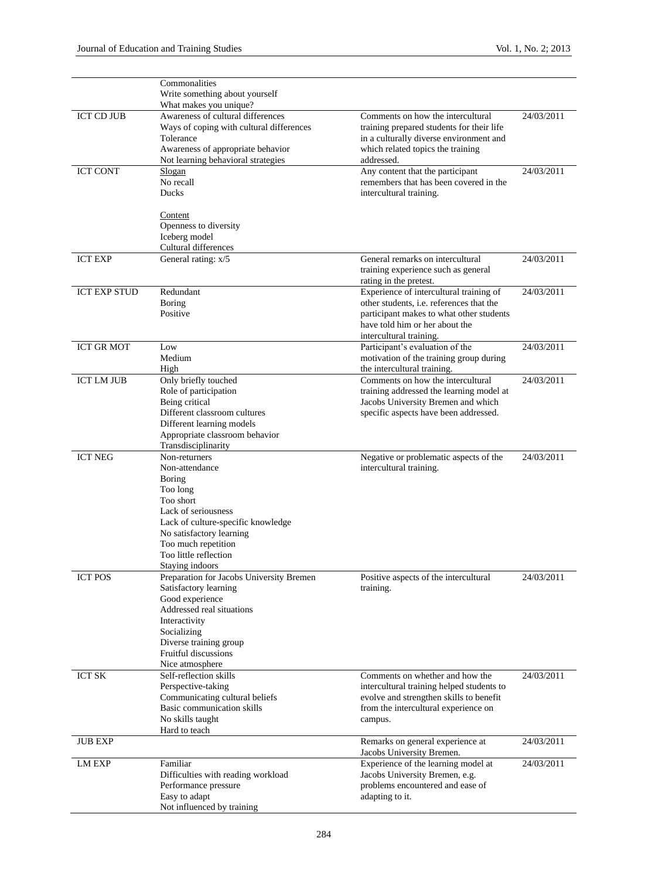| | | | |
|---|---|---|---|
| | Commonalities<br>Write something about yourself<br>What makes you unique? | | |
| ICT CD JUB | Awareness of cultural differences<br>Ways of coping with cultural differences<br>Tolerance<br>Awareness of appropriate behavior<br>Not learning behavioral strategies | Comments on how the intercultural training prepared students for their life in a culturally diverse environment and which related topics the training addressed. | 24/03/2011 |
| ICT CONT | Slogan<br>No recall<br>Ducks<br><br>Content<br>Openness to diversity<br>Iceberg model<br>Cultural differences | Any content that the participant remembers that has been covered in the intercultural training. | 24/03/2011 |
| ICT EXP | General rating: x/5 | General remarks on intercultural training experience such as general rating in the pretest. | 24/03/2011 |
| ICT EXP STUD | Redundant<br>Boring<br>Positive | Experience of intercultural training of other students, i.e. references that the participant makes to what other students have told him or her about the intercultural training. | 24/03/2011 |
| ICT GR MOT | Low<br>Medium<br>High | Participant's evaluation of the motivation of the training group during the intercultural training. | 24/03/2011 |
| ICT LM JUB | Only briefly touched<br>Role of participation<br>Being critical<br>Different classroom cultures<br>Different learning models<br>Appropriate classroom behavior<br>Transdisciplinarity | Comments on how the intercultural training addressed the learning model at Jacobs University Bremen and which specific aspects have been addressed. | 24/03/2011 |
| ICT NEG | Non-returners<br>Non-attendance<br>Boring<br>Too long<br>Too short<br>Lack of seriousness<br>Lack of culture-specific knowledge<br>No satisfactory learning<br>Too much repetition<br>Too little reflection<br>Staying indoors | Negative or problematic aspects of the intercultural training. | 24/03/2011 |
| ICT POS | Preparation for Jacobs University Bremen<br>Satisfactory learning<br>Good experience<br>Addressed real situations<br>Interactivity<br>Socializing<br>Diverse training group<br>Fruitful discussions<br>Nice atmosphere | Positive aspects of the intercultural training. | 24/03/2011 |
| ICT SK | Self-reflection skills<br>Perspective-taking<br>Communicating cultural beliefs<br>Basic communication skills<br>No skills taught<br>Hard to teach | Comments on whether and how the intercultural training helped students to evolve and strengthen skills to benefit from the intercultural experience on campus. | 24/03/2011 |
| JUB EXP | | Remarks on general experience at Jacobs University Bremen. | 24/03/2011 |
| LM EXP | Familiar<br>Difficulties with reading workload<br>Performance pressure<br>Easy to adapt<br>Not influenced by training | Experience of the learning model at Jacobs University Bremen, e.g. problems encountered and ease of adapting to it. | 24/03/2011 |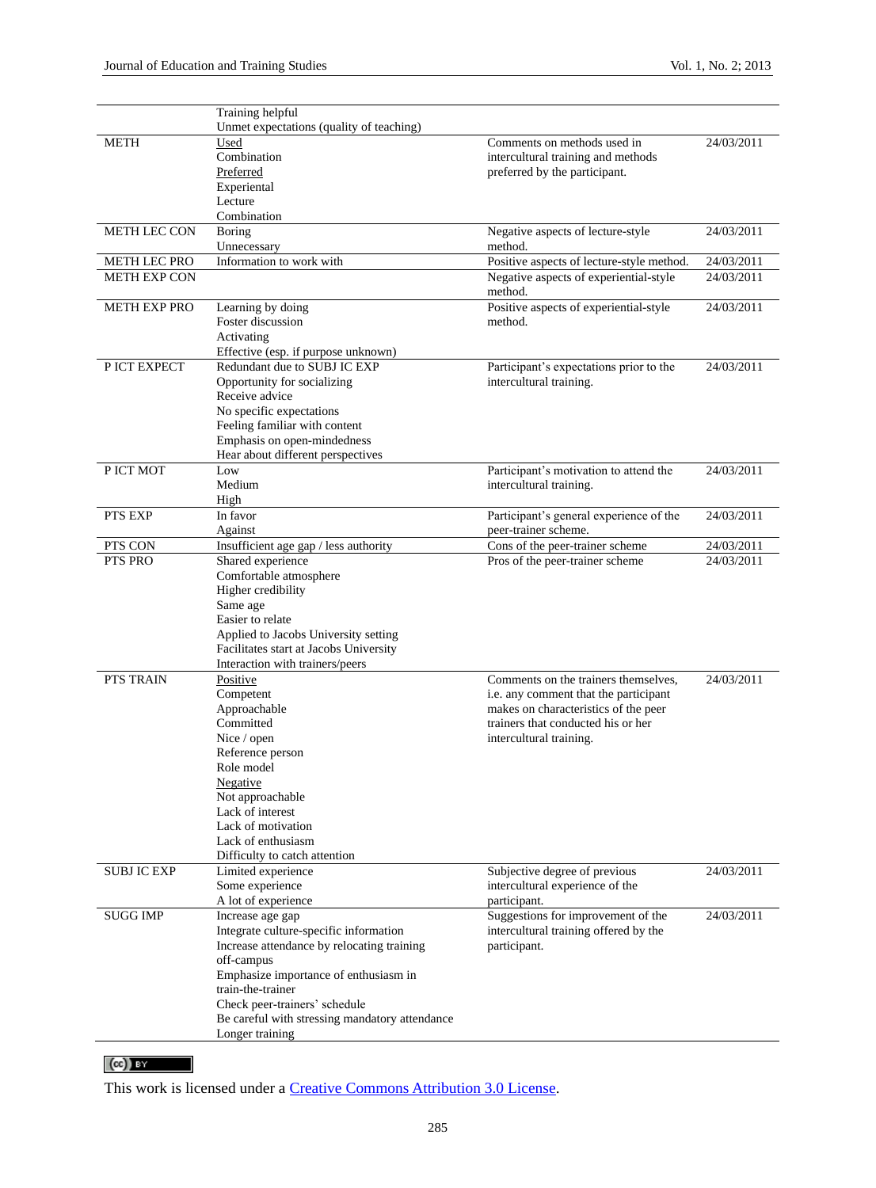| | | | |
|---|---|---|---|
| | Training helpful<br>Unmet expectations (quality of teaching) | | |
| METH | Used<br>Combination<br>Preferred<br>Experiental<br>Lecture<br>Combination | Comments on methods used in intercultural training and methods preferred by the participant. | 24/03/2011 |
| METH LEC CON | Boring<br>Unnecessary | Negative aspects of lecture-style method. | 24/03/2011 |
| METH LEC PRO | Information to work with | Positive aspects of lecture-style method. | 24/03/2011 |
| METH EXP CON | | Negative aspects of experiential-style method. | 24/03/2011 |
| METH EXP PRO | Learning by doing<br>Foster discussion<br>Activating<br>Effective (esp. if purpose unknown) | Positive aspects of experiential-style method. | 24/03/2011 |
| P ICT EXPECT | Redundant due to SUBJ IC EXP<br>Opportunity for socializing<br>Receive advice<br>No specific expectations<br>Feeling familiar with content<br>Emphasis on open-mindedness<br>Hear about different perspectives | Participant's expectations prior to the intercultural training. | 24/03/2011 |
| P ICT MOT | Low<br>Medium<br>High | Participant's motivation to attend the intercultural training. | 24/03/2011 |
| PTS EXP | In favor<br>Against | Participant's general experience of the peer-trainer scheme. | 24/03/2011 |
| PTS CON | Insufficient age gap / less authority | Cons of the peer-trainer scheme | 24/03/2011 |
| PTS PRO | Shared experience<br>Comfortable atmosphere<br>Higher credibility<br>Same age<br>Easier to relate<br>Applied to Jacobs University setting<br>Facilitates start at Jacobs University<br>Interaction with trainers/peers | Pros of the peer-trainer scheme | 24/03/2011 |
| PTS TRAIN | Positive<br>Competent<br>Approachable<br>Committed<br>Nice / open<br>Reference person<br>Role model<br>Negative<br>Not approachable<br>Lack of interest<br>Lack of motivation<br>Lack of enthusiasm<br>Difficulty to catch attention | Comments on the trainers themselves, i.e. any comment that the participant makes on characteristics of the peer trainers that conducted his or her intercultural training. | 24/03/2011 |
| SUBJ IC EXP | Limited experience<br>Some experience<br>A lot of experience | Subjective degree of previous intercultural experience of the participant. | 24/03/2011 |
| SUGG IMP | Increase age gap<br>Integrate culture-specific information<br>Increase attendance by relocating training off-campus<br>Emphasize importance of enthusiasm in train-the-trainer<br>Check peer-trainers' schedule<br>Be careful with stressing mandatory attendance<br>Longer training | Suggestions for improvement of the intercultural training offered by the participant. | 24/03/2011 |

This work is licensed under a Creative Commons Attribution 3.0 License.